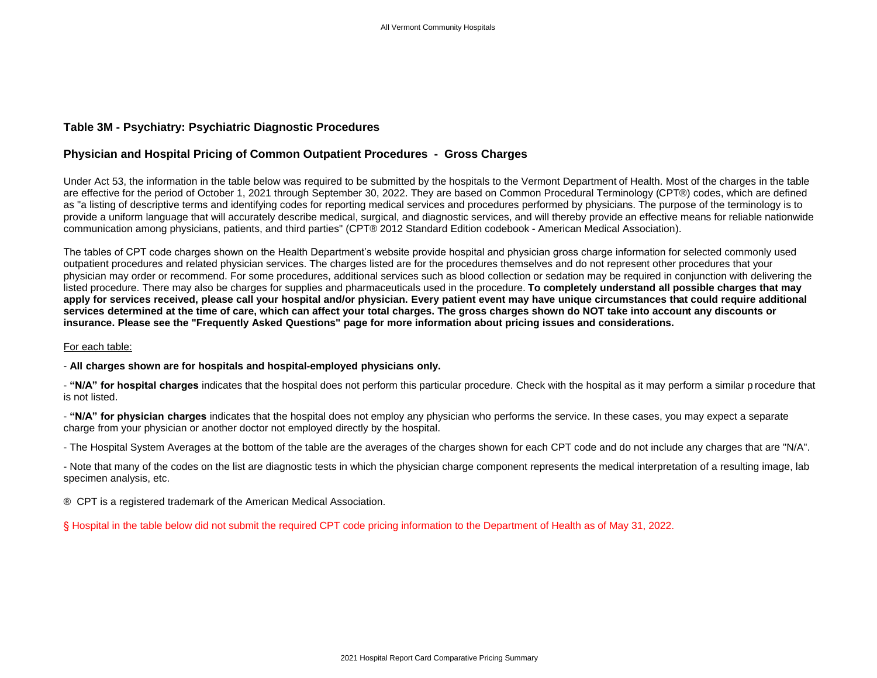## Table 3M - Psychiatry: Psychiatric Diagnostic Procedures

## Physician and Hospital Pricing of Common Outpatient Procedures - Gross Charges

Under Act 53, the information in the table below was required to be submitted by the hospitals to the Vermont Department of Health. Most of the charges in the table are effective for the period of October 1, 2021 through September 30, 2022. They are based on Common Procedural Terminology (CPT®) codes, which are defined as "a listing of descriptive terms and identifying codes for reporting medical services and procedures performed by physicians. The purpose of the terminology is to provide a uniform language that will accurately describe medical, surgical, and diagnostic services, and will thereby provide an effective means for reliable nationwide communication among physicians, patients, and third parties" (CPT® 2012 Standard Edition codebook - American Medical Association).

The tables of CPT code charges shown on the Health Department's website provide hospital and physician gross charge information for selected commonly used outpatient procedures and related physician services. The charges listed are for the procedures themselves and do not represent other procedures that your physician may order or recommend. For some procedures, additional services such as blood collection or sedation may be required in conjunction with delivering the listed procedure. There may also be charges for supplies and pharmaceuticals used in the procedure. **To completely understand all possible charges that may apply for services received, please call your hospital and/or physician. Every patient event may have unique circumstances that could require additional services determined at the time of care, which can affect your total charges. The gross charges shown do NOT take into account any discounts or insurance. Please see the "Frequently Asked Questions" page for more information about pricing issues and considerations.**

For each table:

- **All charges shown are for hospitals and hospital-employed physicians only.**

- **"N/A" for hospital charges** indicates that the hospital does not perform this particular procedure. Check with the hospital as it may perform a similar procedure that is not listed.

- **"N/A" for physician charges** indicates that the hospital does not employ any physician who performs the service. In these cases, you may expect a separate charge from your physician or another doctor not employed directly by the hospital.

- The Hospital System Averages at the bottom of the table are the averages of the charges shown for each CPT code and do not include any charges that are "N/A".

- Note that many of the codes on the list are diagnostic tests in which the physician charge component represents the medical interpretation of a resulting image, lab specimen analysis, etc.

® CPT is a registered trademark of the American Medical Association.

§ Hospital in the table below did not submit the required CPT code pricing information to the Department of Health as of May 31, 2022.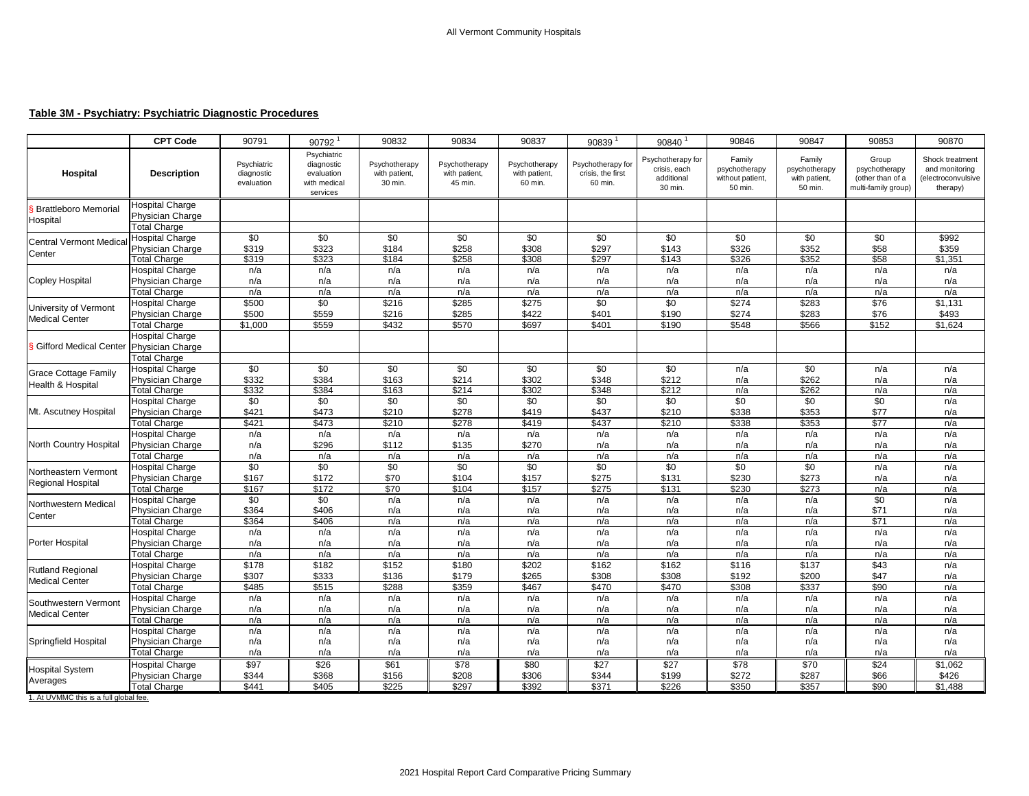All Vermont Community Hospitals

**Table 3M - Psychiatry: Psychiatric Diagnostic Procedures**

| Hospital | CPT Code | 90791 | 90792 [1] | 90832 | 90834 | 90837 | 90839 [1] | 90840 [1] | 90846 | 90847 | 90853 | 90870 |
|---|---|---|---|---|---|---|---|---|---|---|---|---|
| | Description | Psychiatric diagnostic evaluation | Psychiatric diagnostic evaluation with medical services | Psychotherapy with patient, 30 min. | Psychotherapy with patient, 45 min. | Psychotherapy with patient, 60 min. | Psychotherapy for crisis, the first 60 min. | Psychotherapy for crisis, each additional 30 min. | Family psychotherapy without patient, 50 min. | Family psychotherapy with patient, 50 min. | Group psychotherapy (other than of a multi-family group) | Shock treatment and monitoring (electroconvulsive therapy) |
| § Brattleboro Memorial Hospital | Hospital Charge | | | | | | | | | | | |
| | Physician Charge | | | | | | | | | | | |
| | Total Charge | | | | | | | | | | | |
| Central Vermont Medical Center | Hospital Charge | $0 | $0 | $0 | $0 | $0 | $0 | $0 | $0 | $0 | $0 | $992 |
| | Physician Charge | $319 | $323 | $184 | $258 | $308 | $297 | $143 | $326 | $352 | $58 | $359 |
| | Total Charge | $319 | $323 | $184 | $258 | $308 | $297 | $143 | $326 | $352 | $58 | $1,351 |
| Copley Hospital | Hospital Charge | n/a | n/a | n/a | n/a | n/a | n/a | n/a | n/a | n/a | n/a | n/a |
| | Physician Charge | n/a | n/a | n/a | n/a | n/a | n/a | n/a | n/a | n/a | n/a | n/a |
| | Total Charge | n/a | n/a | n/a | n/a | n/a | n/a | n/a | n/a | n/a | n/a | n/a |
| University of Vermont Medical Center | Hospital Charge | $500 | $0 | $216 | $285 | $275 | $0 | $0 | $274 | $283 | $76 | $1,131 |
| | Physician Charge | $500 | $559 | $216 | $285 | $422 | $401 | $190 | $274 | $283 | $76 | $493 |
| | Total Charge | $1,000 | $559 | $432 | $570 | $697 | $401 | $190 | $548 | $566 | $152 | $1,624 |
| § Gifford Medical Center | Hospital Charge | | | | | | | | | | | |
| | Physician Charge | | | | | | | | | | | |
| | Total Charge | | | | | | | | | | | |
| Grace Cottage Family Health & Hospital | Hospital Charge | $0 | $0 | $0 | $0 | $0 | $0 | $0 | n/a | $0 | n/a | n/a |
| | Physician Charge | $332 | $384 | $163 | $214 | $302 | $348 | $212 | n/a | $262 | n/a | n/a |
| | Total Charge | $332 | $384 | $163 | $214 | $302 | $348 | $212 | n/a | $262 | n/a | n/a |
| Mt. Ascutney Hospital | Hospital Charge | $0 | $0 | $0 | $0 | $0 | $0 | $0 | $0 | $0 | $0 | n/a |
| | Physician Charge | $421 | $473 | $210 | $278 | $419 | $437 | $210 | $338 | $353 | $77 | n/a |
| | Total Charge | $421 | $473 | $210 | $278 | $419 | $437 | $210 | $338 | $353 | $77 | n/a |
| North Country Hospital | Hospital Charge | n/a | n/a | n/a | n/a | n/a | n/a | n/a | n/a | n/a | n/a | n/a |
| | Physician Charge | n/a | $296 | $112 | $135 | $270 | n/a | n/a | n/a | n/a | n/a | n/a |
| | Total Charge | n/a | n/a | n/a | n/a | n/a | n/a | n/a | n/a | n/a | n/a | n/a |
| Northeastern Vermont Regional Hospital | Hospital Charge | $0 | $0 | $0 | $0 | $0 | $0 | $0 | $0 | $0 | n/a | n/a |
| | Physician Charge | $167 | $172 | $70 | $104 | $157 | $275 | $131 | $230 | $273 | n/a | n/a |
| | Total Charge | $167 | $172 | $70 | $104 | $157 | $275 | $131 | $230 | $273 | n/a | n/a |
| Northwestern Medical Center | Hospital Charge | $0 | $0 | n/a | n/a | n/a | n/a | n/a | n/a | n/a | $0 | n/a |
| | Physician Charge | $364 | $406 | n/a | n/a | n/a | n/a | n/a | n/a | n/a | $71 | n/a |
| | Total Charge | $364 | $406 | n/a | n/a | n/a | n/a | n/a | n/a | n/a | $71 | n/a |
| Porter Hospital | Hospital Charge | n/a | n/a | n/a | n/a | n/a | n/a | n/a | n/a | n/a | n/a | n/a |
| | Physician Charge | n/a | n/a | n/a | n/a | n/a | n/a | n/a | n/a | n/a | n/a | n/a |
| | Total Charge | n/a | n/a | n/a | n/a | n/a | n/a | n/a | n/a | n/a | n/a | n/a |
| Rutland Regional Medical Center | Hospital Charge | $178 | $182 | $152 | $180 | $202 | $162 | $162 | $116 | $137 | $43 | n/a |
| | Physician Charge | $307 | $333 | $136 | $179 | $265 | $308 | $308 | $192 | $200 | $47 | n/a |
| | Total Charge | $485 | $515 | $288 | $359 | $467 | $470 | $470 | $308 | $337 | $90 | n/a |
| Southwestern Vermont Medical Center | Hospital Charge | n/a | n/a | n/a | n/a | n/a | n/a | n/a | n/a | n/a | n/a | n/a |
| | Physician Charge | n/a | n/a | n/a | n/a | n/a | n/a | n/a | n/a | n/a | n/a | n/a |
| | Total Charge | n/a | n/a | n/a | n/a | n/a | n/a | n/a | n/a | n/a | n/a | n/a |
| Springfield Hospital | Hospital Charge | n/a | n/a | n/a | n/a | n/a | n/a | n/a | n/a | n/a | n/a | n/a |
| | Physician Charge | n/a | n/a | n/a | n/a | n/a | n/a | n/a | n/a | n/a | n/a | n/a |
| | Total Charge | n/a | n/a | n/a | n/a | n/a | n/a | n/a | n/a | n/a | n/a | n/a |
| Hospital System Averages | Hospital Charge | $97 | $26 | $61 | $78 | $80 | $27 | $27 | $78 | $70 | $24 | $1,062 |
| | Physician Charge | $344 | $368 | $156 | $208 | $306 | $344 | $199 | $272 | $287 | $66 | $426 |
| | Total Charge | $441 | $405 | $225 | $297 | $392 | $371 | $226 | $350 | $357 | $90 | $1,488 |

1. At UVMMC this is a full global fee.

2021 Hospital Report Card Comparative Pricing Summary